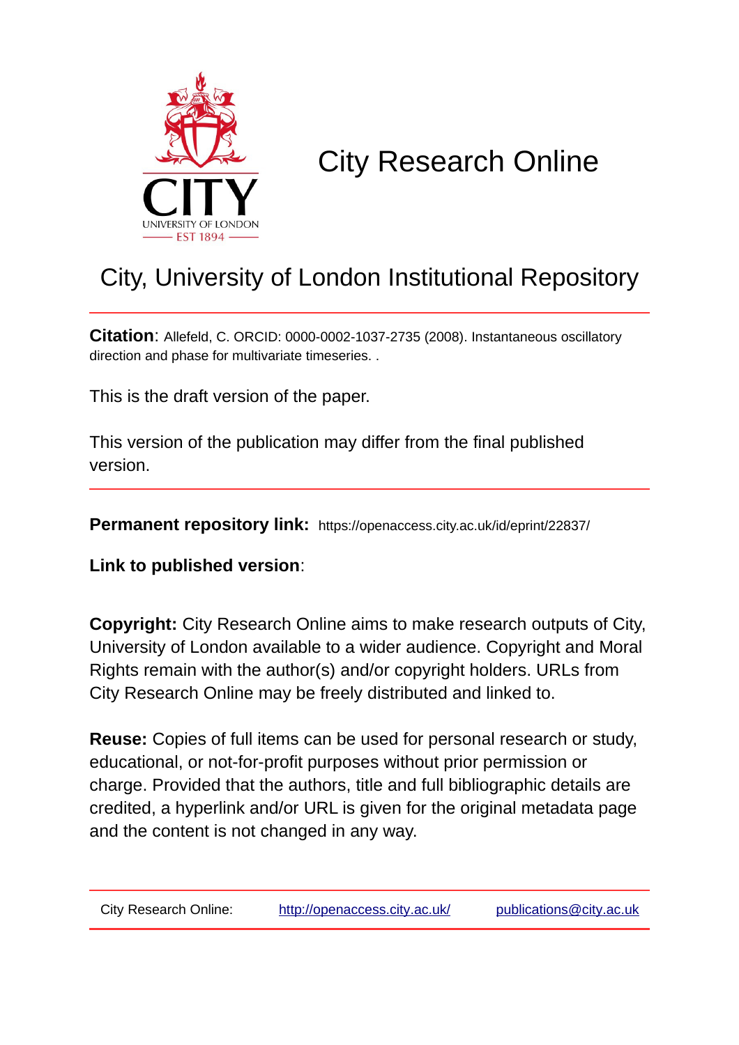# City Research Online

## City, University of London Institutional Repository

**Citation**: Allefeld, C. ORCID: 0000-0002-1037-2735 (2008). Instantaneous oscillatory direction and phase for multivariate timeseries. .

This is the draft version of the paper.

This version of the publication may differ from the final published version.

**Permanent repository link:** https://openaccess.city.ac.uk/id/eprint/22837/

**Link to published version**:

**Copyright:** City Research Online aims to make research outputs of City, University of London available to a wider audience. Copyright and Moral Rights remain with the author(s) and/or copyright holders. URLs from City Research Online may be freely distributed and linked to.

**Reuse:** Copies of full items can be used for personal research or study, educational, or not-for-profit purposes without prior permission or charge. Provided that the authors, title and full bibliographic details are credited, a hyperlink and/or URL is given for the original metadata page and the content is not changed in any way.

City Research Online: http://openaccess.city.ac.uk/ publications@city.ac.uk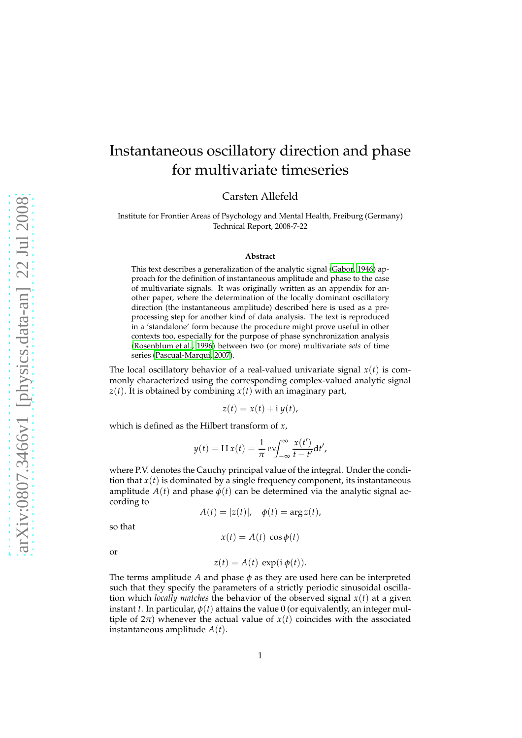# Instantaneous oscillatory direction and phase for multivariate timeseries

Carsten Allefeld

Institute for Frontier Areas of Psychology and Mental Health, Freiburg (Germany)
Technical Report, 2008-7-22

**Abstract**

This text describes a generalization of the analytic signal (Gabor, 1946) approach for the definition of instantaneous amplitude and phase to the case of multivariate signals. It was originally written as an appendix for another paper, where the determination of the locally dominant oscillatory direction (the instantaneous amplitude) described here is used as a preprocessing step for another kind of data analysis. The text is reproduced in a 'standalone' form because the procedure might prove useful in other contexts too, especially for the purpose of phase synchronization analysis (Rosenblum et al., 1996) between two (or more) multivariate *sets* of time series (Pascual-Marqui, 2007).

The local oscillatory behavior of a real-valued univariate signal $x(t)$ is commonly characterized using the corresponding complex-valued analytic signal $z(t)$. It is obtained by combining $x(t)$ with an imaginary part,

$$z(t) = x(t) + \mathrm{i}\, y(t),$$

which is defined as the Hilbert transform of $x$,

$$y(t) = \mathrm{H}\, x(t) = \frac{1}{\pi}\, \mathrm{P.V.}\!\int_{-\infty}^{\infty} \frac{x(t')}{t - t'} \mathrm{d}t',$$

where P.V. denotes the Cauchy principal value of the integral. Under the condition that $x(t)$ is dominated by a single frequency component, its instantaneous amplitude $A(t)$ and phase $\phi(t)$ can be determined via the analytic signal according to

$$A(t) = |z(t)|, \quad \phi(t) = \arg z(t),$$

so that

$$x(t) = A(t)\, \cos \phi(t)$$

or

$$z(t) = A(t)\, \exp(\mathrm{i}\, \phi(t)).$$

The terms amplitude $A$ and phase $\phi$ as they are used here can be interpreted such that they specify the parameters of a strictly periodic sinusoidal oscillation which *locally matches* the behavior of the observed signal $x(t)$ at a given instant $t$. In particular, $\phi(t)$ attains the value 0 (or equivalently, an integer multiple of $2\pi$) whenever the actual value of $x(t)$ coincides with the associated instantaneous amplitude $A(t)$.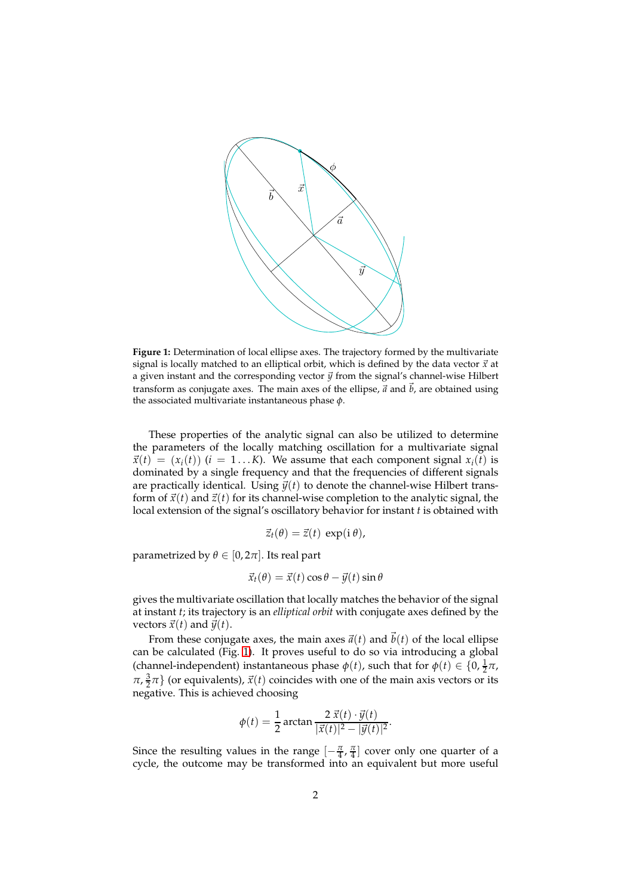**Figure 1:** Determination of local ellipse axes. The trajectory formed by the multivariate signal is locally matched to an elliptical orbit, which is defined by the data vector $\vec{x}$ at a given instant and the corresponding vector $\vec{y}$ from the signal's channel-wise Hilbert transform as conjugate axes. The main axes of the ellipse, $\vec{a}$ and $\vec{b}$, are obtained using the associated multivariate instantaneous phase $\phi$.

These properties of the analytic signal can also be utilized to determine the parameters of the locally matching oscillation for a multivariate signal $\vec{x}(t) = (x_i(t))$ $(i = 1 \ldots K)$. We assume that each component signal $x_i(t)$ is dominated by a single frequency and that the frequencies of different signals are practically identical. Using $\vec{y}(t)$ to denote the channel-wise Hilbert transform of $\vec{x}(t)$ and $\vec{z}(t)$ for its channel-wise completion to the analytic signal, the local extension of the signal's oscillatory behavior for instant $t$ is obtained with

$$\vec{z}_t(\theta) = \vec{z}(t)\ \exp(\mathrm{i}\,\theta),$$

parametrized by $\theta \in [0, 2\pi]$. Its real part

$$\vec{x}_t(\theta) = \vec{x}(t)\cos\theta - \vec{y}(t)\sin\theta$$

gives the multivariate oscillation that locally matches the behavior of the signal at instant $t$; its trajectory is an *elliptical orbit* with conjugate axes defined by the vectors $\vec{x}(t)$ and $\vec{y}(t)$.

From these conjugate axes, the main axes $\vec{a}(t)$ and $\vec{b}(t)$ of the local ellipse can be calculated (Fig. 1). It proves useful to do so via introducing a global (channel-independent) instantaneous phase $\phi(t)$, such that for $\phi(t) \in \{0, \frac{1}{2}\pi, \pi, \frac{3}{2}\pi\}$ (or equivalents), $\vec{x}(t)$ coincides with one of the main axis vectors or its negative. This is achieved choosing

$$\phi(t) = \frac{1}{2}\arctan\frac{2\,\vec{x}(t)\cdot\vec{y}(t)}{|\vec{x}(t)|^2 - |\vec{y}(t)|^2}.$$

Since the resulting values in the range $[-\frac{\pi}{4}, \frac{\pi}{4}]$ cover only one quarter of a cycle, the outcome may be transformed into an equivalent but more useful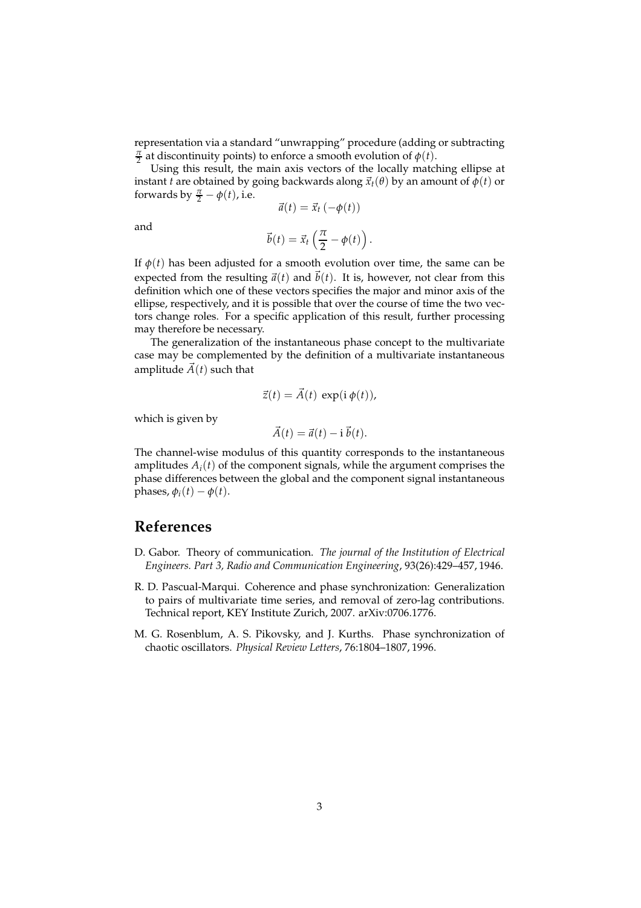representation via a standard "unwrapping" procedure (adding or subtracting $\frac{\pi}{2}$ at discontinuity points) to enforce a smooth evolution of $\phi(t)$.

Using this result, the main axis vectors of the locally matching ellipse at instant $t$ are obtained by going backwards along $\vec{x}_t(\theta)$ by an amount of $\phi(t)$ or forwards by $\frac{\pi}{2} - \phi(t)$, i.e.

$$\vec{a}(t) = \vec{x}_t\left(-\phi(t)\right)$$

and

$$\vec{b}(t) = \vec{x}_t\left(\frac{\pi}{2} - \phi(t)\right).$$

If $\phi(t)$ has been adjusted for a smooth evolution over time, the same can be expected from the resulting $\vec{a}(t)$ and $\vec{b}(t)$. It is, however, not clear from this definition which one of these vectors specifies the major and minor axis of the ellipse, respectively, and it is possible that over the course of time the two vectors change roles. For a specific application of this result, further processing may therefore be necessary.

The generalization of the instantaneous phase concept to the multivariate case may be complemented by the definition of a multivariate instantaneous amplitude $\vec{A}(t)$ such that

$$\vec{z}(t) = \vec{A}(t)\ \exp(\mathrm{i}\,\phi(t)),$$

which is given by

$$\vec{A}(t) = \vec{a}(t) - \mathrm{i}\,\vec{b}(t).$$

The channel-wise modulus of this quantity corresponds to the instantaneous amplitudes $A_i(t)$ of the component signals, while the argument comprises the phase differences between the global and the component signal instantaneous phases, $\phi_i(t) - \phi(t)$.

## References

D. Gabor. Theory of communication. *The journal of the Institution of Electrical Engineers. Part 3, Radio and Communication Engineering*, 93(26):429–457, 1946.

R. D. Pascual-Marqui. Coherence and phase synchronization: Generalization to pairs of multivariate time series, and removal of zero-lag contributions. Technical report, KEY Institute Zurich, 2007. arXiv:0706.1776.

M. G. Rosenblum, A. S. Pikovsky, and J. Kurths. Phase synchronization of chaotic oscillators. *Physical Review Letters*, 76:1804–1807, 1996.